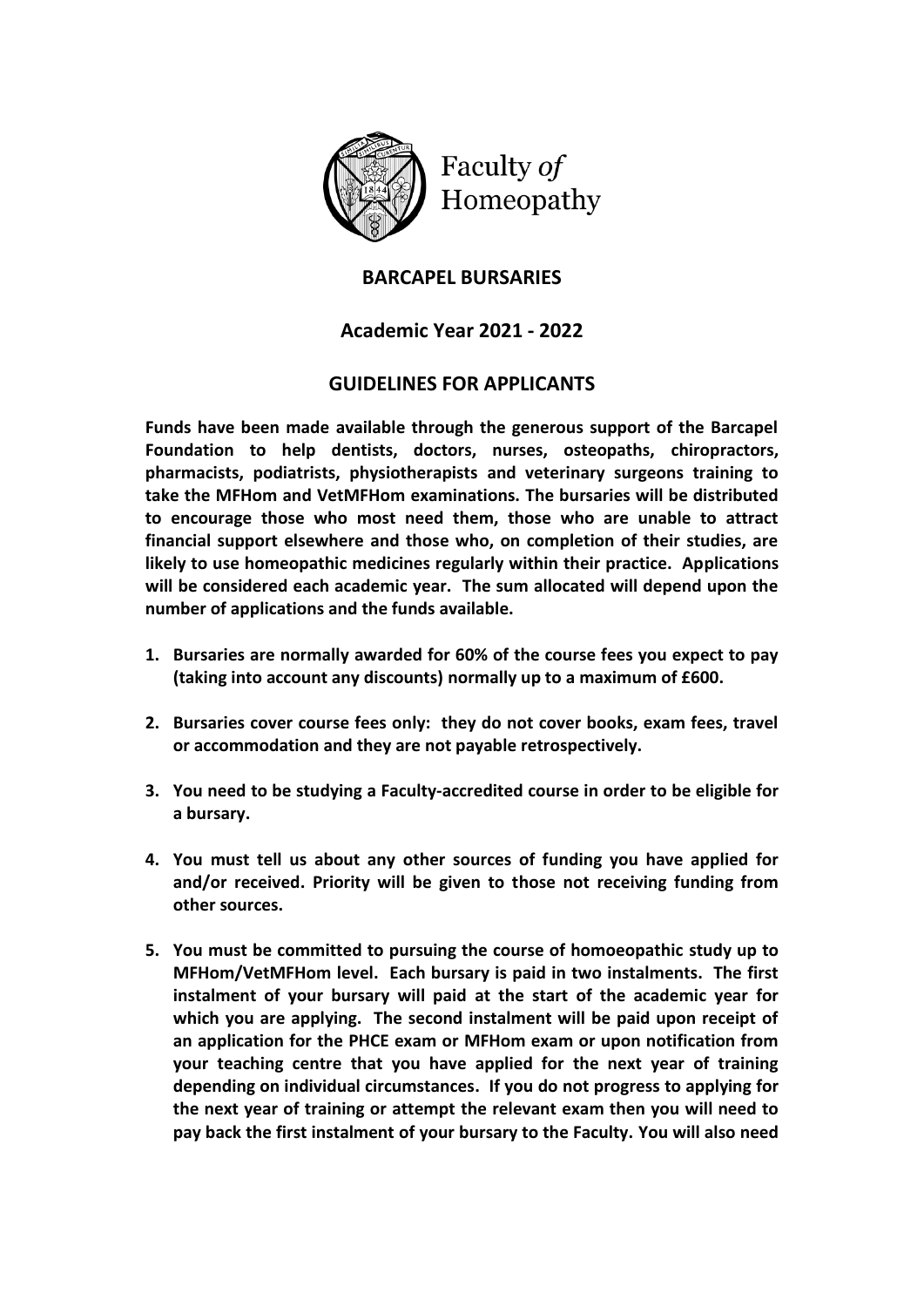Faculty *of* Homeopathy

## BARCAPEL BURSARIES

## Academic Year 2021 - 2022

## GUIDELINES FOR APPLICANTS

**Funds have been made available through the generous support of the Barcapel Foundation to help dentists, doctors, nurses, osteopaths, chiropractors, pharmacists, podiatrists, physiotherapists and veterinary surgeons training to take the MFHom and VetMFHom examinations. The bursaries will be distributed to encourage those who most need them, those who are unable to attract financial support elsewhere and those who, on completion of their studies, are likely to use homeopathic medicines regularly within their practice. Applications will be considered each academic year. The sum allocated will depend upon the number of applications and the funds available.**

1. **Bursaries are normally awarded for 60% of the course fees you expect to pay (taking into account any discounts) normally up to a maximum of £600.**

2. **Bursaries cover course fees only: they do not cover books, exam fees, travel or accommodation and they are not payable retrospectively.**

3. **You need to be studying a Faculty-accredited course in order to be eligible for a bursary.**

4. **You must tell us about any other sources of funding you have applied for and/or received. Priority will be given to those not receiving funding from other sources.**

5. **You must be committed to pursuing the course of homoeopathic study up to MFHom/VetMFHom level. Each bursary is paid in two instalments. The first instalment of your bursary will paid at the start of the academic year for which you are applying. The second instalment will be paid upon receipt of an application for the PHCE exam or MFHom exam or upon notification from your teaching centre that you have applied for the next year of training depending on individual circumstances. If you do not progress to applying for the next year of training or attempt the relevant exam then you will need to pay back the first instalment of your bursary to the Faculty. You will also need**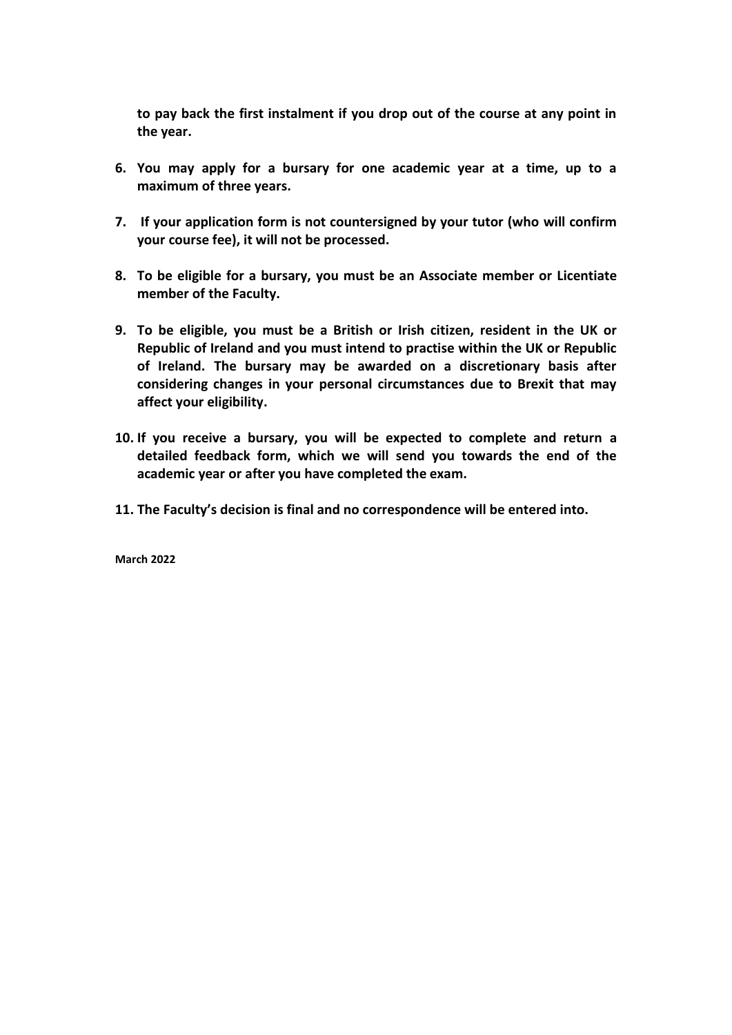**to pay back the first instalment if you drop out of the course at any point in the year.**

6. **You may apply for a bursary for one academic year at a time, up to a maximum of three years.**

7. **If your application form is not countersigned by your tutor (who will confirm your course fee), it will not be processed.**

8. **To be eligible for a bursary, you must be an Associate member or Licentiate member of the Faculty.**

9. **To be eligible, you must be a British or Irish citizen, resident in the UK or Republic of Ireland and you must intend to practise within the UK or Republic of Ireland. The bursary may be awarded on a discretionary basis after considering changes in your personal circumstances due to Brexit that may affect your eligibility.**

10. **If you receive a bursary, you will be expected to complete and return a detailed feedback form, which we will send you towards the end of the academic year or after you have completed the exam.**

11. **The Faculty's decision is final and no correspondence will be entered into.**

**March 2022**